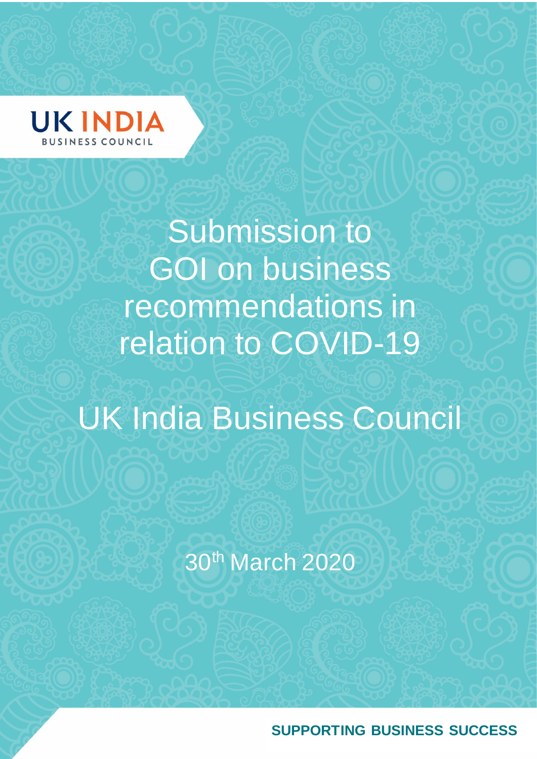UK INDIA
BUSINESS COUNCIL

# Submission to GOI on business recommendations in relation to COVID-19

## UK India Business Council

30th March 2020

**SUPPORTING BUSINESS SUCCESS**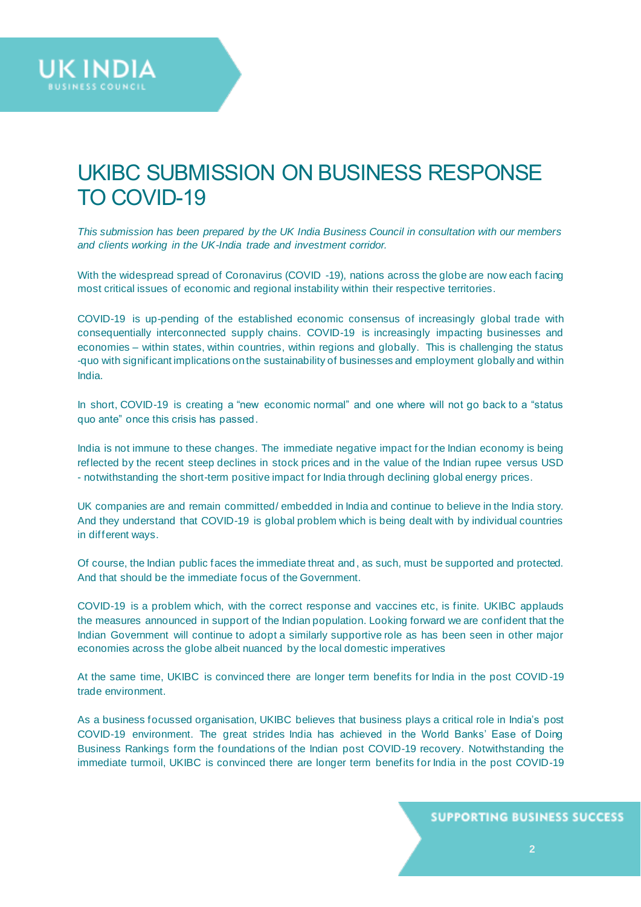# UKIBC SUBMISSION ON BUSINESS RESPONSE TO COVID-19

*This submission has been prepared by the UK India Business Council in consultation with our members and clients working in the UK-India trade and investment corridor.*

With the widespread spread of Coronavirus (COVID -19), nations across the globe are now each facing most critical issues of economic and regional instability within their respective territories.

COVID-19 is up-pending of the established economic consensus of increasingly global trade with consequentially interconnected supply chains. COVID-19 is increasingly impacting businesses and economies – within states, within countries, within regions and globally. This is challenging the status -quo with significant implications on the sustainability of businesses and employment globally and within India.

In short, COVID-19 is creating a "new economic normal" and one where will not go back to a "status quo ante" once this crisis has passed.

India is not immune to these changes. The immediate negative impact for the Indian economy is being reflected by the recent steep declines in stock prices and in the value of the Indian rupee versus USD - notwithstanding the short-term positive impact for India through declining global energy prices.

UK companies are and remain committed/ embedded in India and continue to believe in the India story. And they understand that COVID-19 is global problem which is being dealt with by individual countries in different ways.

Of course, the Indian public faces the immediate threat and, as such, must be supported and protected. And that should be the immediate focus of the Government.

COVID-19 is a problem which, with the correct response and vaccines etc, is finite. UKIBC applauds the measures announced in support of the Indian population. Looking forward we are confident that the Indian Government will continue to adopt a similarly supportive role as has been seen in other major economies across the globe albeit nuanced by the local domestic imperatives

At the same time, UKIBC is convinced there are longer term benefits for India in the post COVID-19 trade environment.

As a business focussed organisation, UKIBC believes that business plays a critical role in India's post COVID-19 environment. The great strides India has achieved in the World Banks' Ease of Doing Business Rankings form the foundations of the Indian post COVID-19 recovery. Notwithstanding the immediate turmoil, UKIBC is convinced there are longer term benefits for India in the post COVID-19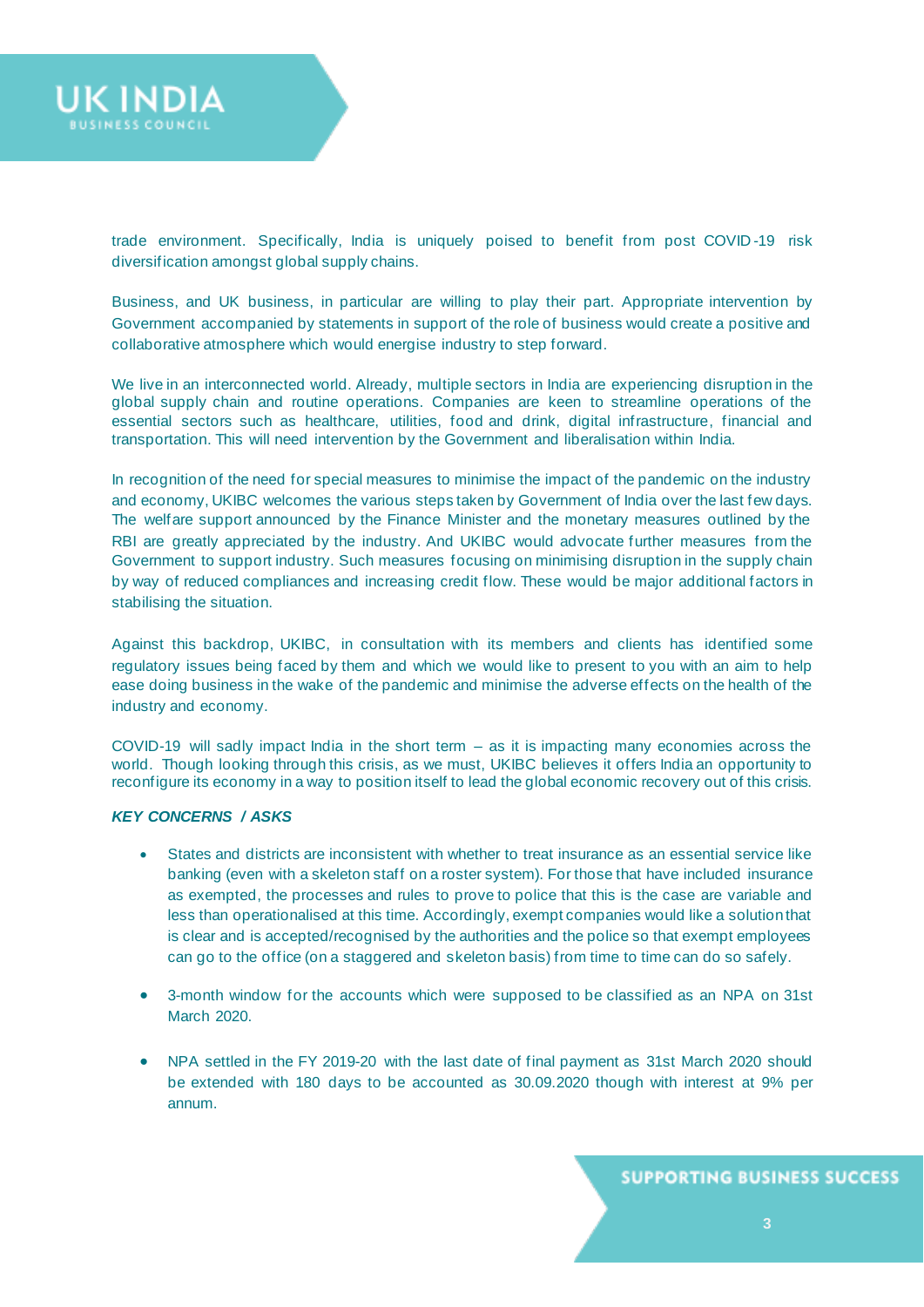trade environment. Specifically, India is uniquely poised to benefit from post COVID-19 risk diversification amongst global supply chains.

Business, and UK business, in particular are willing to play their part. Appropriate intervention by Government accompanied by statements in support of the role of business would create a positive and collaborative atmosphere which would energise industry to step forward.

We live in an interconnected world. Already, multiple sectors in India are experiencing disruption in the global supply chain and routine operations. Companies are keen to streamline operations of the essential sectors such as healthcare, utilities, food and drink, digital infrastructure, financial and transportation. This will need intervention by the Government and liberalisation within India.

In recognition of the need for special measures to minimise the impact of the pandemic on the industry and economy, UKIBC welcomes the various steps taken by Government of India over the last few days. The welfare support announced by the Finance Minister and the monetary measures outlined by the RBI are greatly appreciated by the industry. And UKIBC would advocate further measures from the Government to support industry. Such measures focusing on minimising disruption in the supply chain by way of reduced compliances and increasing credit flow. These would be major additional factors in stabilising the situation.

Against this backdrop, UKIBC, in consultation with its members and clients has identified some regulatory issues being faced by them and which we would like to present to you with an aim to help ease doing business in the wake of the pandemic and minimise the adverse effects on the health of the industry and economy.

COVID-19 will sadly impact India in the short term – as it is impacting many economies across the world. Though looking through this crisis, as we must, UKIBC believes it offers India an opportunity to reconfigure its economy in a way to position itself to lead the global economic recovery out of this crisis.

***KEY CONCERNS / ASKS***

- States and districts are inconsistent with whether to treat insurance as an essential service like banking (even with a skeleton staff on a roster system). For those that have included insurance as exempted, the processes and rules to prove to police that this is the case are variable and less than operationalised at this time. Accordingly, exempt companies would like a solution that is clear and is accepted/recognised by the authorities and the police so that exempt employees can go to the office (on a staggered and skeleton basis) from time to time can do so safely.

- 3-month window for the accounts which were supposed to be classified as an NPA on 31st March 2020.

- NPA settled in the FY 2019-20 with the last date of final payment as 31st March 2020 should be extended with 180 days to be accounted as 30.09.2020 though with interest at 9% per annum.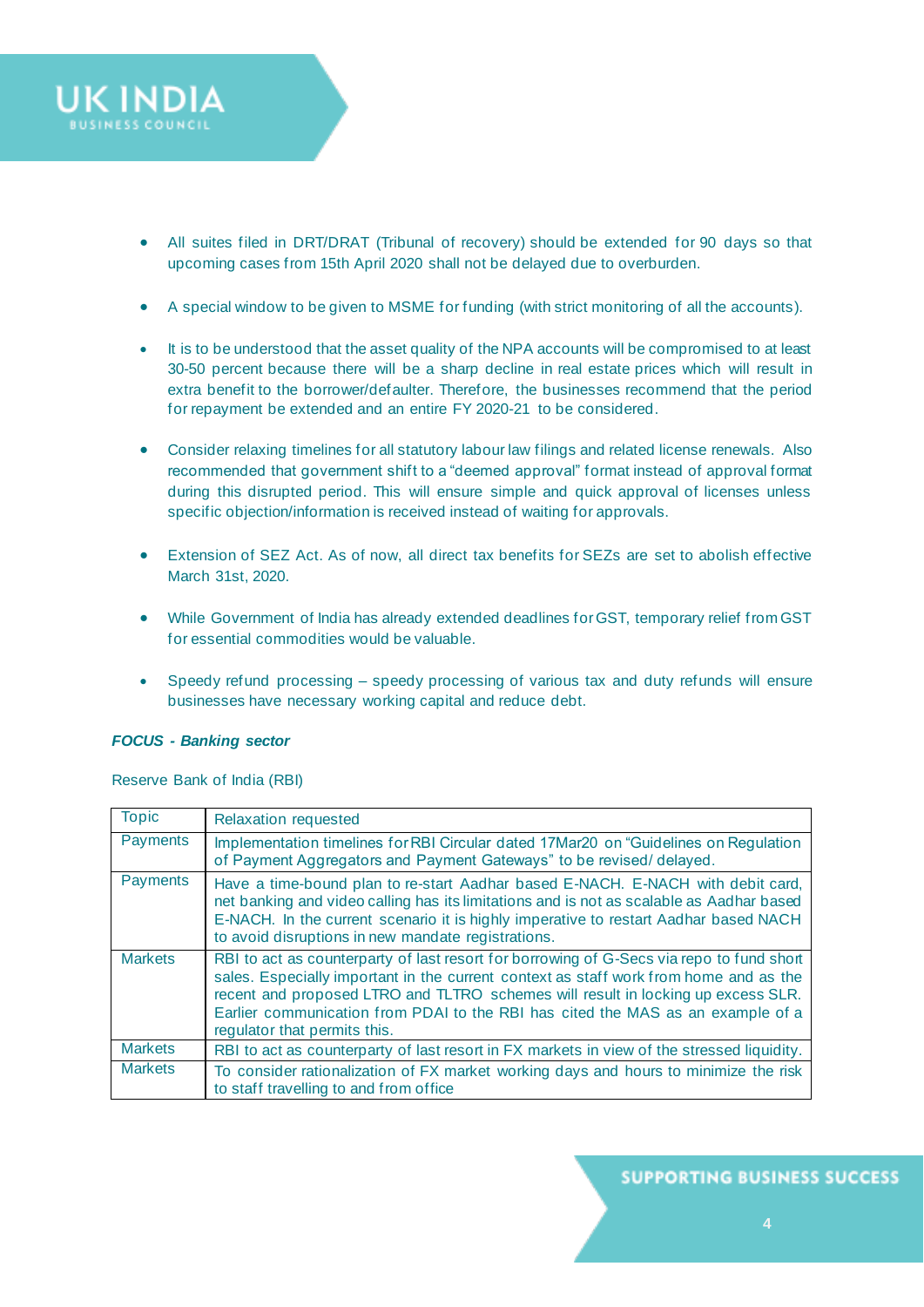- All suites filed in DRT/DRAT (Tribunal of recovery) should be extended for 90 days so that upcoming cases from 15th April 2020 shall not be delayed due to overburden.

- A special window to be given to MSME for funding (with strict monitoring of all the accounts).

- It is to be understood that the asset quality of the NPA accounts will be compromised to at least 30-50 percent because there will be a sharp decline in real estate prices which will result in extra benefit to the borrower/defaulter. Therefore, the businesses recommend that the period for repayment be extended and an entire FY 2020-21 to be considered.

- Consider relaxing timelines for all statutory labour law filings and related license renewals. Also recommended that government shift to a "deemed approval" format instead of approval format during this disrupted period. This will ensure simple and quick approval of licenses unless specific objection/information is received instead of waiting for approvals.

- Extension of SEZ Act. As of now, all direct tax benefits for SEZs are set to abolish effective March 31st, 2020.

- While Government of India has already extended deadlines for GST, temporary relief from GST for essential commodities would be valuable.

- Speedy refund processing – speedy processing of various tax and duty refunds will ensure businesses have necessary working capital and reduce debt.

***FOCUS - Banking sector***

Reserve Bank of India (RBI)

| Topic | Relaxation requested |
|---|---|
| Payments | Implementation timelines for RBI Circular dated 17Mar20 on "Guidelines on Regulation of Payment Aggregators and Payment Gateways" to be revised/ delayed. |
| Payments | Have a time-bound plan to re-start Aadhar based E-NACH. E-NACH with debit card, net banking and video calling has its limitations and is not as scalable as Aadhar based E-NACH. In the current scenario it is highly imperative to restart Aadhar based NACH to avoid disruptions in new mandate registrations. |
| Markets | RBI to act as counterparty of last resort for borrowing of G-Secs via repo to fund short sales. Especially important in the current context as staff work from home and as the recent and proposed LTRO and TLTRO schemes will result in locking up excess SLR. Earlier communication from PDAI to the RBI has cited the MAS as an example of a regulator that permits this. |
| Markets | RBI to act as counterparty of last resort in FX markets in view of the stressed liquidity. |
| Markets | To consider rationalization of FX market working days and hours to minimize the risk to staff travelling to and from office |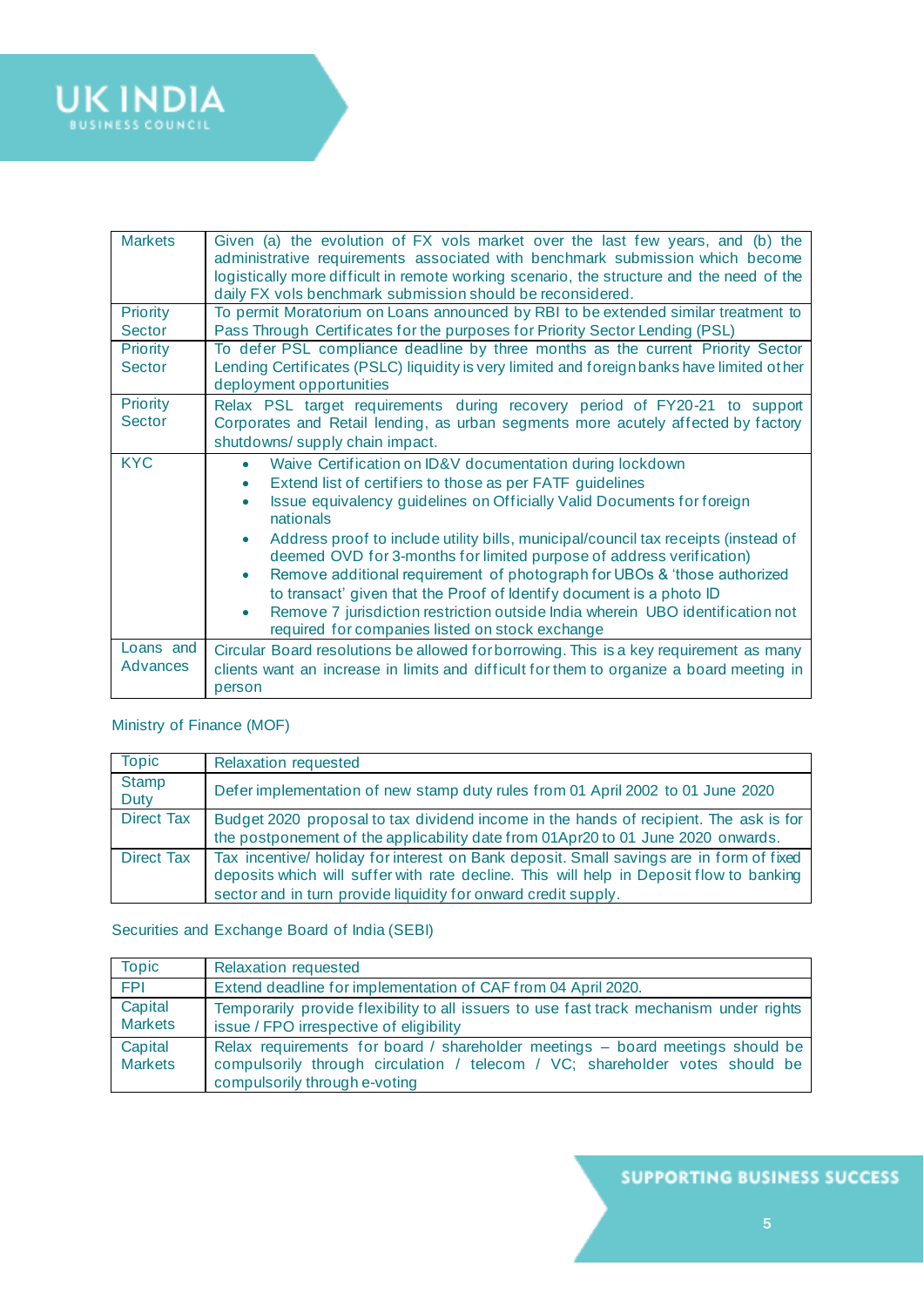| | |
|---|---|
| Markets | Given (a) the evolution of FX vols market over the last few years, and (b) the administrative requirements associated with benchmark submission which become logistically more difficult in remote working scenario, the structure and the need of the daily FX vols benchmark submission should be reconsidered. |
| Priority Sector | To permit Moratorium on Loans announced by RBI to be extended similar treatment to Pass Through Certificates for the purposes for Priority Sector Lending (PSL) |
| Priority Sector | To defer PSL compliance deadline by three months as the current Priority Sector Lending Certificates (PSLC) liquidity is very limited and foreign banks have limited other deployment opportunities |
| Priority Sector | Relax PSL target requirements during recovery period of FY20-21 to support Corporates and Retail lending, as urban segments more acutely affected by factory shutdowns/ supply chain impact. |
| KYC | • Waive Certification on ID&V documentation during lockdown<br>• Extend list of certifiers to those as per FATF guidelines<br>• Issue equivalency guidelines on Officially Valid Documents for foreign nationals<br>• Address proof to include utility bills, municipal/council tax receipts (instead of deemed OVD for 3-months for limited purpose of address verification)<br>• Remove additional requirement of photograph for UBOs & 'those authorized to transact' given that the Proof of Identify document is a photo ID<br>• Remove 7 jurisdiction restriction outside India wherein UBO identification not required for companies listed on stock exchange |
| Loans and Advances | Circular Board resolutions be allowed for borrowing. This is a key requirement as many clients want an increase in limits and difficult for them to organize a board meeting in person |

Ministry of Finance (MOF)

| Topic | Relaxation requested |
|---|---|
| Stamp Duty | Defer implementation of new stamp duty rules from 01 April 2002 to 01 June 2020 |
| Direct Tax | Budget 2020 proposal to tax dividend income in the hands of recipient. The ask is for the postponement of the applicability date from 01Apr20 to 01 June 2020 onwards. |
| Direct Tax | Tax incentive/ holiday for interest on Bank deposit. Small savings are in form of fixed deposits which will suffer with rate decline. This will help in Deposit flow to banking sector and in turn provide liquidity for onward credit supply. |

Securities and Exchange Board of India (SEBI)

| Topic | Relaxation requested |
|---|---|
| FPI | Extend deadline for implementation of CAF from 04 April 2020. |
| Capital Markets | Temporarily provide flexibility to all issuers to use fast track mechanism under rights issue / FPO irrespective of eligibility |
| Capital Markets | Relax requirements for board / shareholder meetings – board meetings should be compulsorily through circulation / telecom / VC; shareholder votes should be compulsorily through e-voting |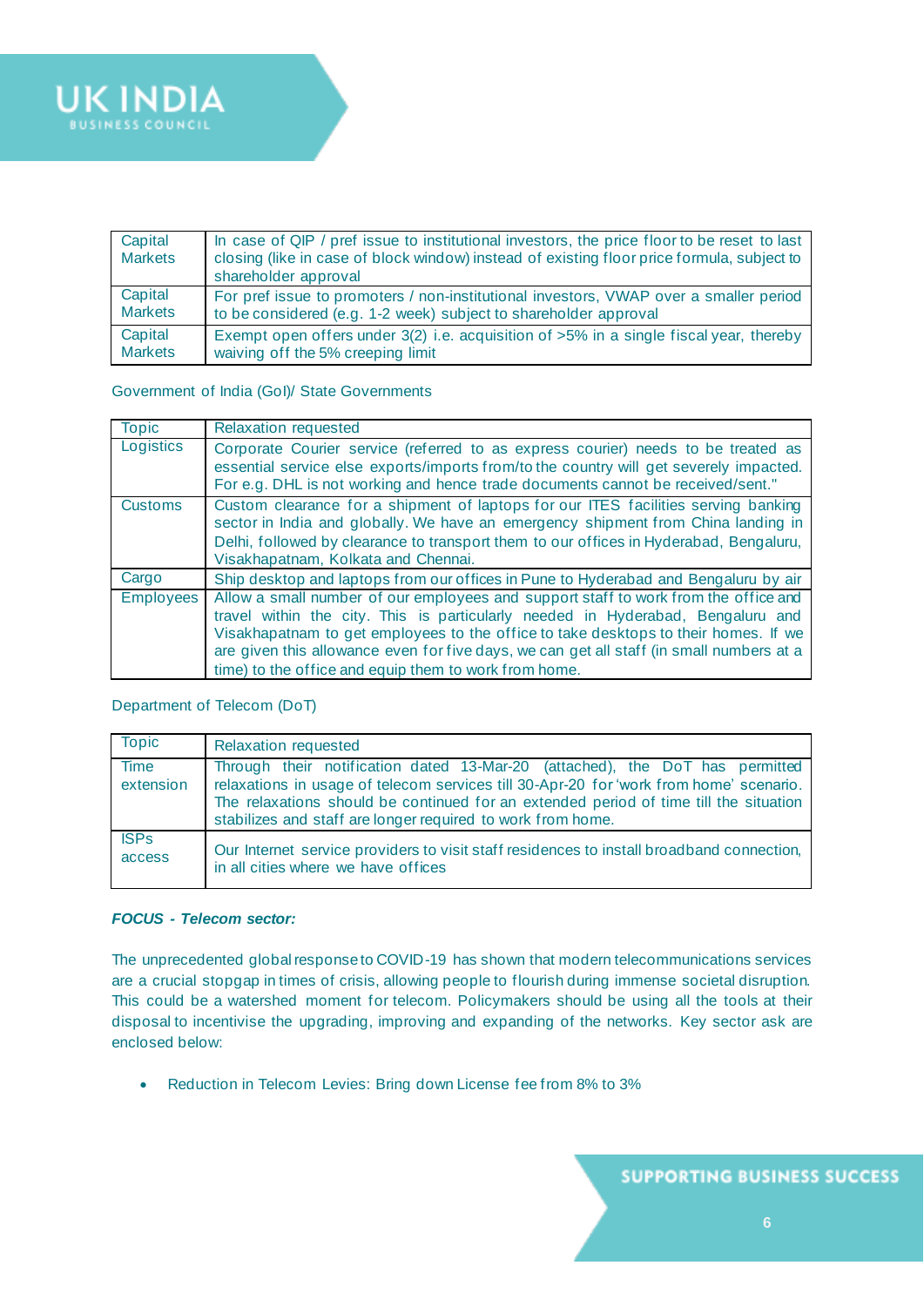| Capital Markets | In case of QIP / pref issue to institutional investors, the price floor to be reset to last closing (like in case of block window) instead of existing floor price formula, subject to shareholder approval |
|---|---|
| Capital Markets | For pref issue to promoters / non-institutional investors, VWAP over a smaller period to be considered (e.g. 1-2 week) subject to shareholder approval |
| Capital Markets | Exempt open offers under 3(2) i.e. acquisition of >5% in a single fiscal year, thereby waiving off the 5% creeping limit |

Government of India (GoI)/ State Governments

| Topic | Relaxation requested |
|---|---|
| Logistics | Corporate Courier service (referred to as express courier) needs to be treated as essential service else exports/imports from/to the country will get severely impacted. For e.g. DHL is not working and hence trade documents cannot be received/sent." |
| Customs | Custom clearance for a shipment of laptops for our ITES facilities serving banking sector in India and globally. We have an emergency shipment from China landing in Delhi, followed by clearance to transport them to our offices in Hyderabad, Bengaluru, Visakhapatnam, Kolkata and Chennai. |
| Cargo | Ship desktop and laptops from our offices in Pune to Hyderabad and Bengaluru by air |
| Employees | Allow a small number of our employees and support staff to work from the office and travel within the city. This is particularly needed in Hyderabad, Bengaluru and Visakhapatnam to get employees to the office to take desktops to their homes. If we are given this allowance even for five days, we can get all staff (in small numbers at a time) to the office and equip them to work from home. |

Department of Telecom (DoT)

| Topic | Relaxation requested |
|---|---|
| Time extension | Through their notification dated 13-Mar-20 (attached), the DoT has permitted relaxations in usage of telecom services till 30-Apr-20 for 'work from home' scenario. The relaxations should be continued for an extended period of time till the situation stabilizes and staff are longer required to work from home. |
| ISPs access | Our Internet service providers to visit staff residences to install broadband connection, in all cities where we have offices |

***FOCUS - Telecom sector:***

The unprecedented global response to COVID-19 has shown that modern telecommunications services are a crucial stopgap in times of crisis, allowing people to flourish during immense societal disruption. This could be a watershed moment for telecom. Policymakers should be using all the tools at their disposal to incentivise the upgrading, improving and expanding of the networks. Key sector ask are enclosed below:

- Reduction in Telecom Levies: Bring down License fee from 8% to 3%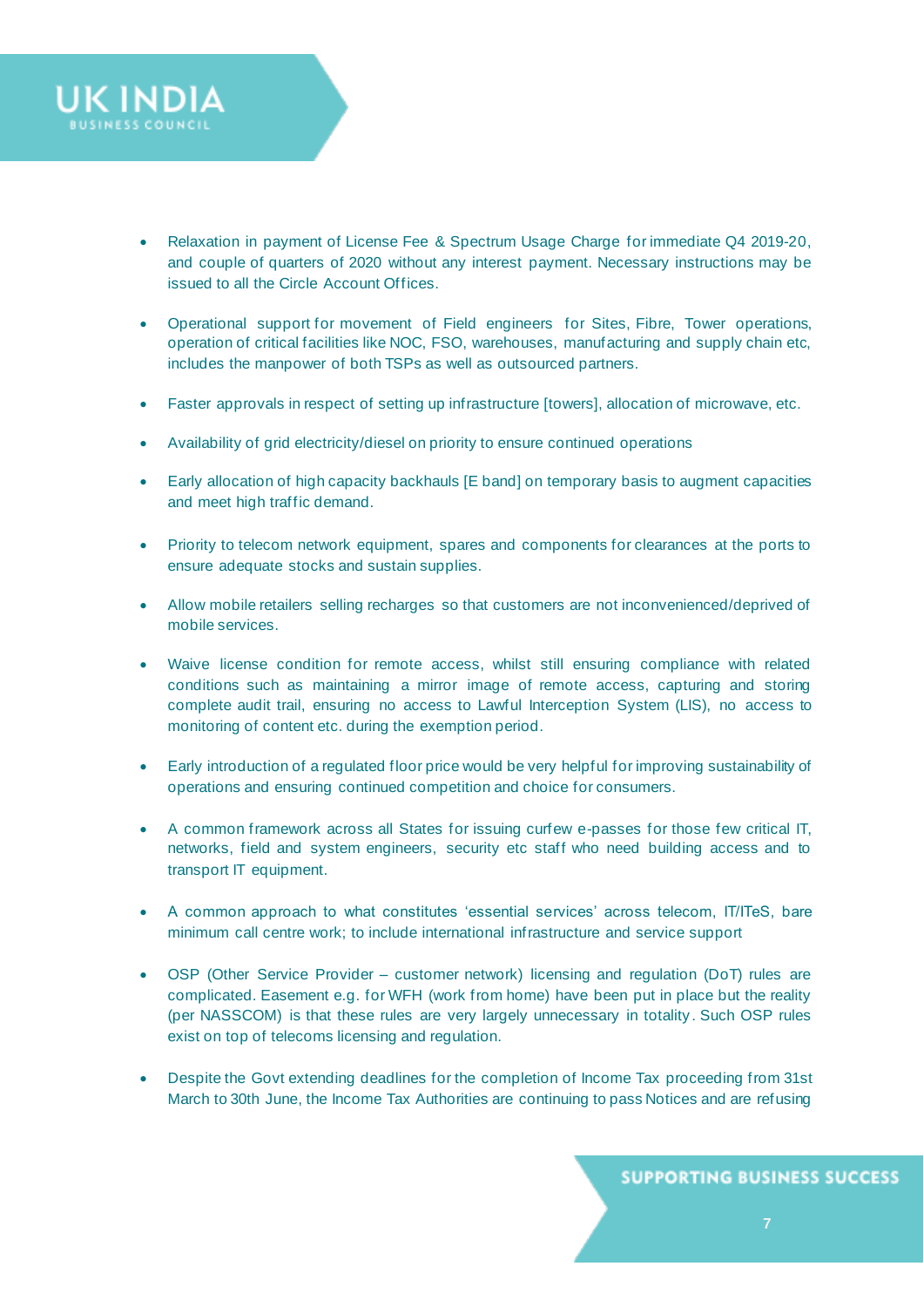- Relaxation in payment of License Fee & Spectrum Usage Charge for immediate Q4 2019-20, and couple of quarters of 2020 without any interest payment. Necessary instructions may be issued to all the Circle Account Offices.

- Operational support for movement of Field engineers for Sites, Fibre, Tower operations, operation of critical facilities like NOC, FSO, warehouses, manufacturing and supply chain etc, includes the manpower of both TSPs as well as outsourced partners.

- Faster approvals in respect of setting up infrastructure [towers], allocation of microwave, etc.

- Availability of grid electricity/diesel on priority to ensure continued operations

- Early allocation of high capacity backhauls [E band] on temporary basis to augment capacities and meet high traffic demand.

- Priority to telecom network equipment, spares and components for clearances at the ports to ensure adequate stocks and sustain supplies.

- Allow mobile retailers selling recharges so that customers are not inconvenienced/deprived of mobile services.

- Waive license condition for remote access, whilst still ensuring compliance with related conditions such as maintaining a mirror image of remote access, capturing and storing complete audit trail, ensuring no access to Lawful Interception System (LIS), no access to monitoring of content etc. during the exemption period.

- Early introduction of a regulated floor price would be very helpful for improving sustainability of operations and ensuring continued competition and choice for consumers.

- A common framework across all States for issuing curfew e-passes for those few critical IT, networks, field and system engineers, security etc staff who need building access and to transport IT equipment.

- A common approach to what constitutes 'essential services' across telecom, IT/ITeS, bare minimum call centre work; to include international infrastructure and service support

- OSP (Other Service Provider – customer network) licensing and regulation (DoT) rules are complicated. Easement e.g. for WFH (work from home) have been put in place but the reality (per NASSCOM) is that these rules are very largely unnecessary in totality. Such OSP rules exist on top of telecoms licensing and regulation.

- Despite the Govt extending deadlines for the completion of Income Tax proceeding from 31st March to 30th June, the Income Tax Authorities are continuing to pass Notices and are refusing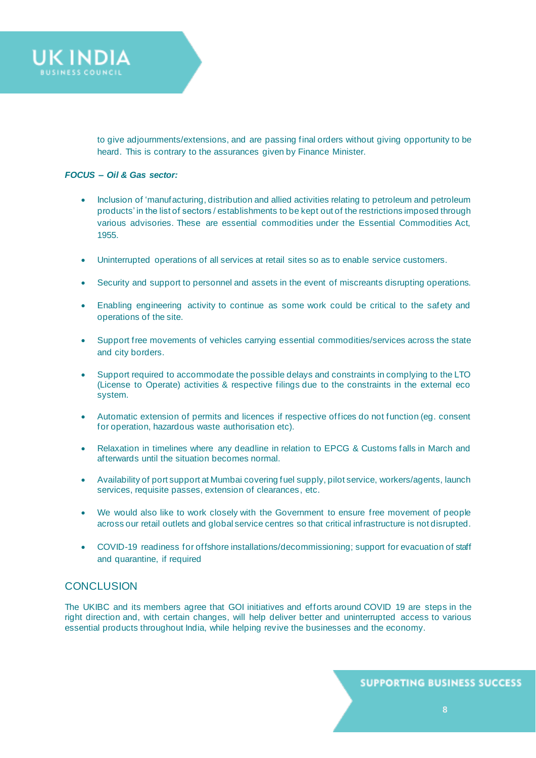to give adjournments/extensions, and are passing final orders without giving opportunity to be heard. This is contrary to the assurances given by Finance Minister.

***FOCUS – Oil & Gas sector:***

- Inclusion of 'manufacturing, distribution and allied activities relating to petroleum and petroleum products' in the list of sectors / establishments to be kept out of the restrictions imposed through various advisories. These are essential commodities under the Essential Commodities Act, 1955.

- Uninterrupted operations of all services at retail sites so as to enable service customers.

- Security and support to personnel and assets in the event of miscreants disrupting operations.

- Enabling engineering activity to continue as some work could be critical to the safety and operations of the site.

- Support free movements of vehicles carrying essential commodities/services across the state and city borders.

- Support required to accommodate the possible delays and constraints in complying to the LTO (License to Operate) activities & respective filings due to the constraints in the external eco system.

- Automatic extension of permits and licences if respective offices do not function (eg. consent for operation, hazardous waste authorisation etc).

- Relaxation in timelines where any deadline in relation to EPCG & Customs falls in March and afterwards until the situation becomes normal.

- Availability of port support at Mumbai covering fuel supply, pilot service, workers/agents, launch services, requisite passes, extension of clearances, etc.

- We would also like to work closely with the Government to ensure free movement of people across our retail outlets and global service centres so that critical infrastructure is not disrupted.

- COVID-19 readiness for offshore installations/decommissioning; support for evacuation of staff and quarantine, if required

## CONCLUSION

The UKIBC and its members agree that GOI initiatives and efforts around COVID 19 are steps in the right direction and, with certain changes, will help deliver better and uninterrupted access to various essential products throughout India, while helping revive the businesses and the economy.